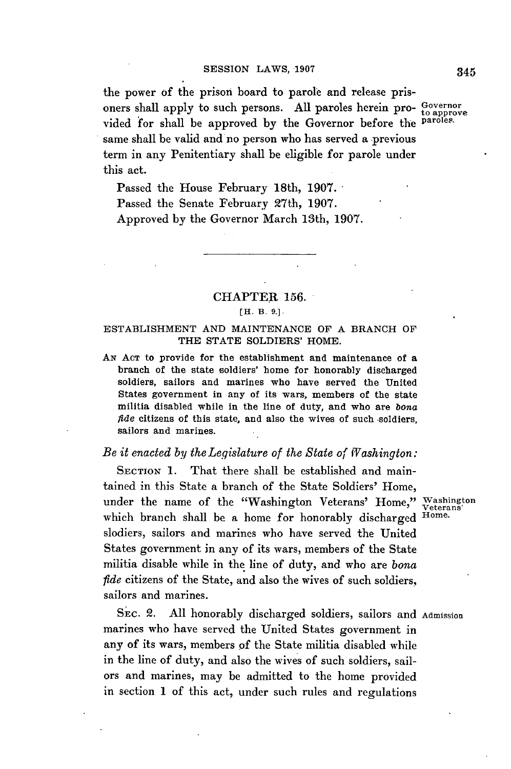the power of the prison board to parole and release prisoners shall apply to such persons. All paroles herein provided for shall be approved by the Governor before the same shall be valid and no person who has served a previous term in any Penitentiary shall be eligible for parole under this act.

Governor to approve paroles.

Passed the House February 18th, 1907.
Passed the Senate February 27th, 1907.
Approved by the Governor March 13th, 1907.

---

## CHAPTER 156.

[H. B. 9.]

### ESTABLISHMENT AND MAINTENANCE OF A BRANCH OF THE STATE SOLDIERS' HOME.

AN ACT to provide for the establishment and maintenance of a branch of the state soldiers' home for honorably discharged soldiers, sailors and marines who have served the United States government in any of its wars, members of the state militia disabled while in the line of duty, and who are *bona fide* citizens of this state, and also the wives of such soldiers, sailors and marines.

*Be it enacted by the Legislature of the State of Washington:*

SECTION 1. That there shall be established and maintained in this State a branch of the State Soldiers' Home, under the name of the "Washington Veterans' Home," which branch shall be a home for honorably discharged slodiers, sailors and marines who have served the United States government in any of its wars, members of the State militia disable while in the line of duty, and who are *bona fide* citizens of the State, and also the wives of such soldiers, sailors and marines.

Washington Veterans' Home.

SEC. 2. All honorably discharged soldiers, sailors and marines who have served the United States government in any of its wars, members of the State militia disabled while in the line of duty, and also the wives of such soldiers, sailors and marines, may be admitted to the home provided in section 1 of this act, under such rules and regulations

Admission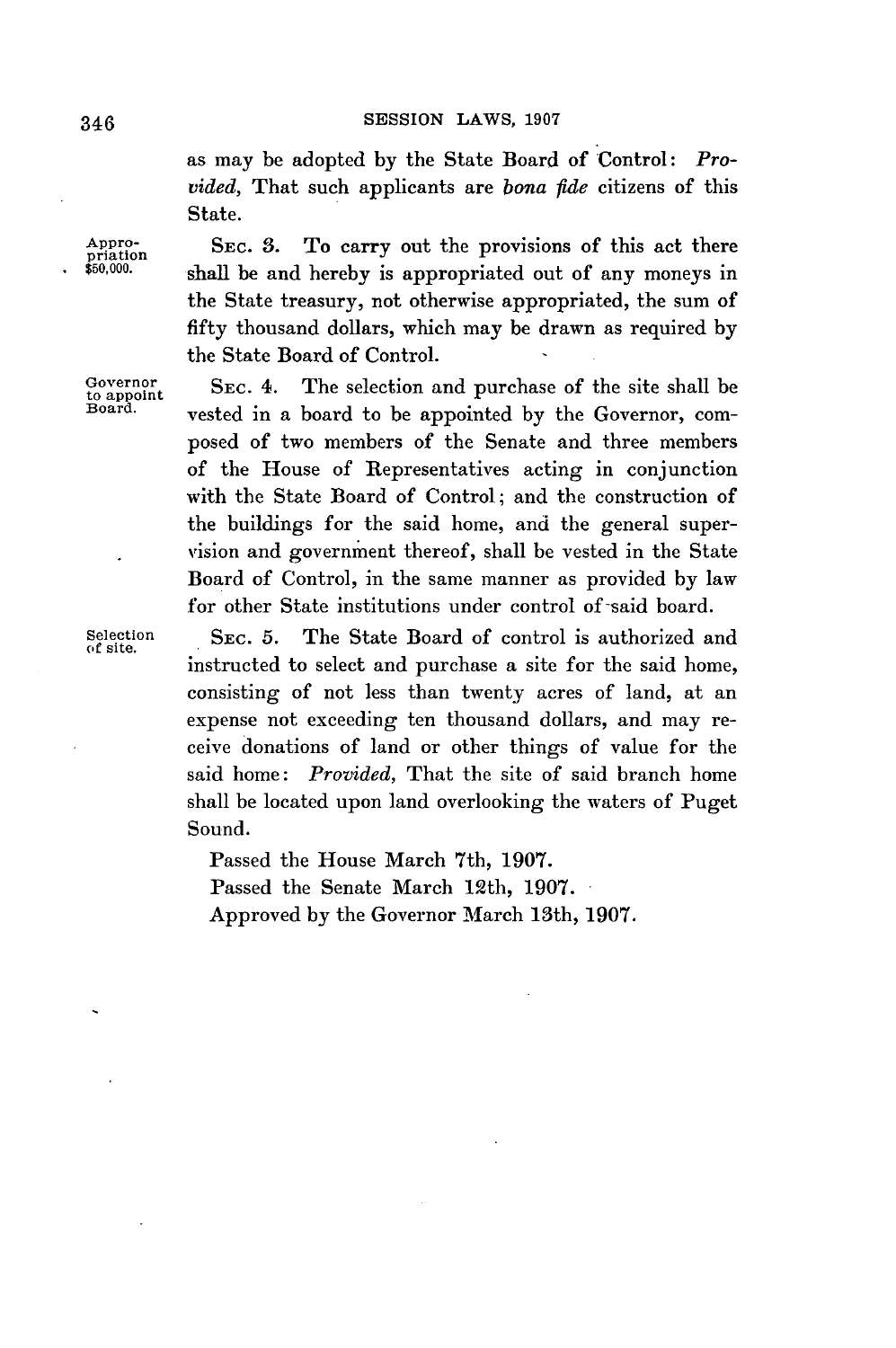as may be adopted by the State Board of Control: *Provided,* That such applicants are *bona fide* citizens of this State.

Appropriation $50,000.

SEC. 3. To carry out the provisions of this act there shall be and hereby is appropriated out of any moneys in the State treasury, not otherwise appropriated, the sum of fifty thousand dollars, which may be drawn as required by the State Board of Control.

Governor to appoint Board.

SEC. 4. The selection and purchase of the site shall be vested in a board to be appointed by the Governor, composed of two members of the Senate and three members of the House of Representatives acting in conjunction with the State Board of Control; and the construction of the buildings for the said home, and the general supervision and government thereof, shall be vested in the State Board of Control, in the same manner as provided by law for other State institutions under control of said board.

Selection of site.

SEC. 5. The State Board of control is authorized and instructed to select and purchase a site for the said home, consisting of not less than twenty acres of land, at an expense not exceeding ten thousand dollars, and may receive donations of land or other things of value for the said home: *Provided,* That the site of said branch home shall be located upon land overlooking the waters of Puget Sound.

Passed the House March 7th, 1907.

Passed the Senate March 12th, 1907.

Approved by the Governor March 13th, 1907.